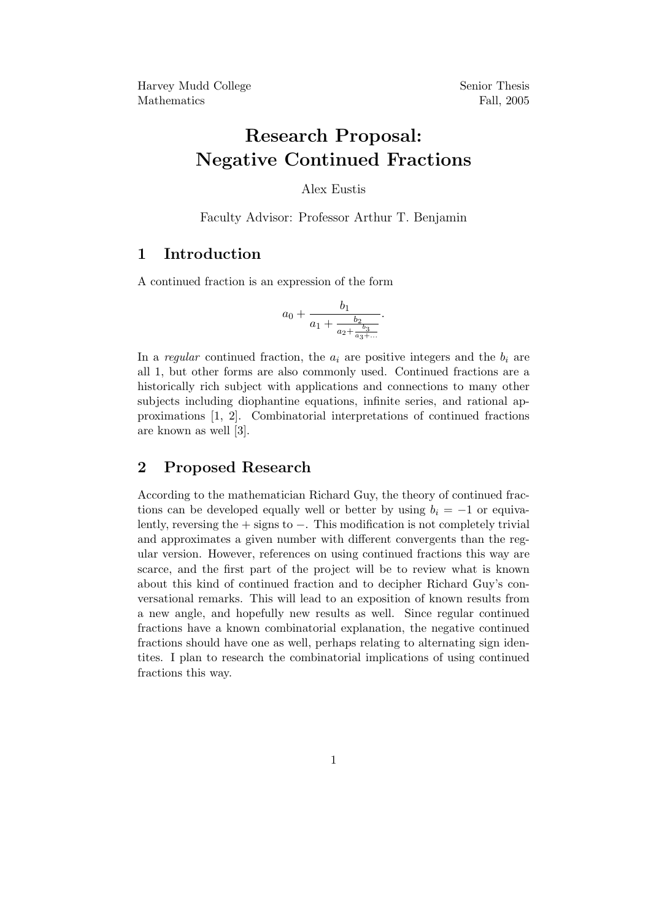Harvey Mudd College
Mathematics

Senior Thesis
Fall, 2005

# Research Proposal: Negative Continued Fractions

Alex Eustis

Faculty Advisor: Professor Arthur T. Benjamin

## 1 Introduction

A continued fraction is an expression of the form

$$a_0 + \cfrac{b_1}{a_1 + \cfrac{b_2}{a_2 + \cfrac{b_3}{a_3 + \cdots}}}.$$

In a *regular* continued fraction, the $a_i$ are positive integers and the $b_i$ are all 1, but other forms are also commonly used. Continued fractions are a historically rich subject with applications and connections to many other subjects including diophantine equations, infinite series, and rational approximations [1, 2]. Combinatorial interpretations of continued fractions are known as well [3].

## 2 Proposed Research

According to the mathematician Richard Guy, the theory of continued fractions can be developed equally well or better by using $b_i = -1$ or equivalently, reversing the $+$ signs to $-$. This modification is not completely trivial and approximates a given number with different convergents than the regular version. However, references on using continued fractions this way are scarce, and the first part of the project will be to review what is known about this kind of continued fraction and to decipher Richard Guy's conversational remarks. This will lead to an exposition of known results from a new angle, and hopefully new results as well. Since regular continued fractions have a known combinatorial explanation, the negative continued fractions should have one as well, perhaps relating to alternating sign identites. I plan to research the combinatorial implications of using continued fractions this way.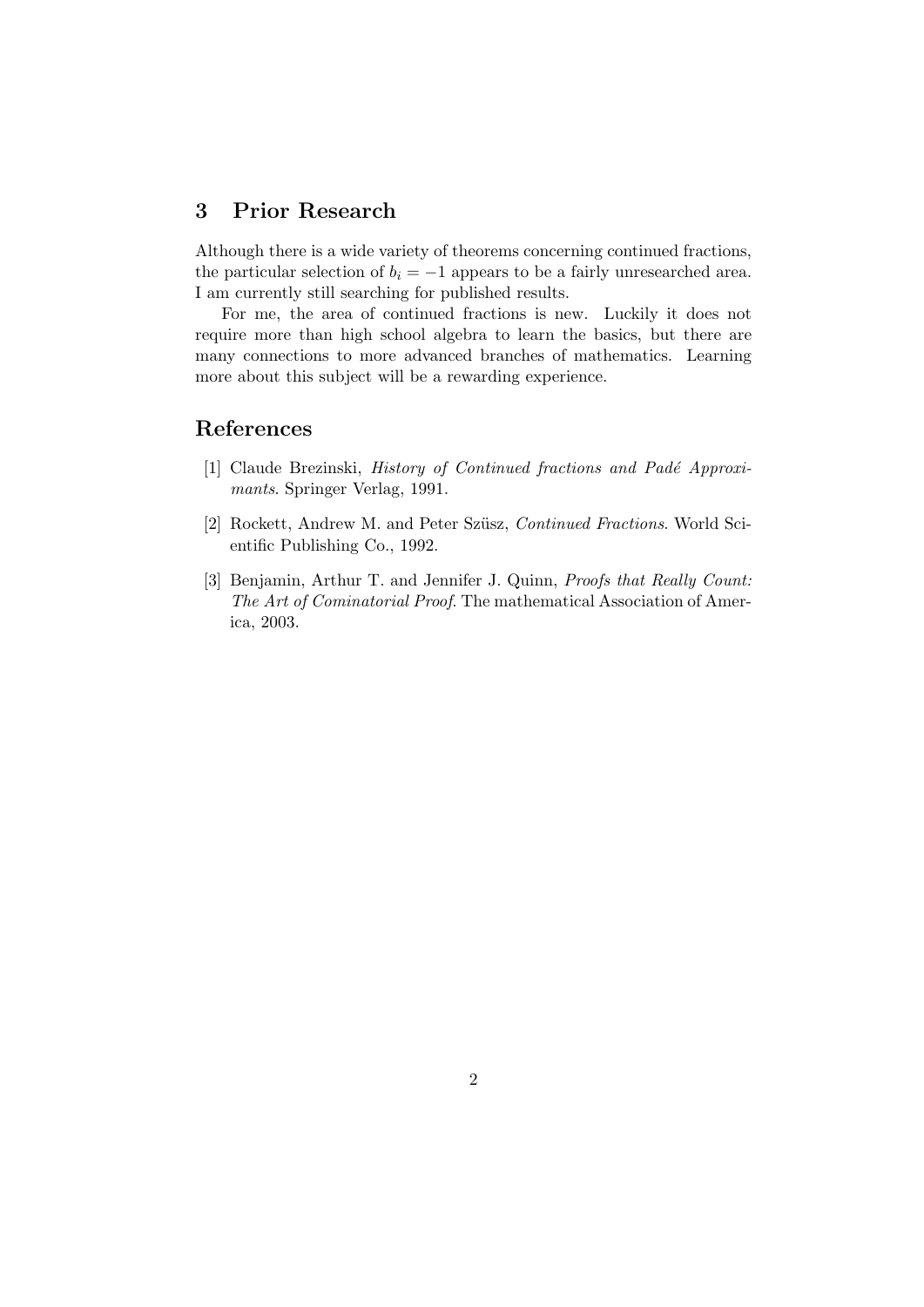## 3 Prior Research

Although there is a wide variety of theorems concerning continued fractions, the particular selection of $b_i = -1$ appears to be a fairly unresearched area. I am currently still searching for published results.

For me, the area of continued fractions is new. Luckily it does not require more than high school algebra to learn the basics, but there are many connections to more advanced branches of mathematics. Learning more about this subject will be a rewarding experience.

## References

[1] Claude Brezinski, *History of Continued fractions and Padé Approximants*. Springer Verlag, 1991.

[2] Rockett, Andrew M. and Peter Szüsz, *Continued Fractions*. World Scientific Publishing Co., 1992.

[3] Benjamin, Arthur T. and Jennifer J. Quinn, *Proofs that Really Count: The Art of Cominatorial Proof*. The mathematical Association of America, 2003.